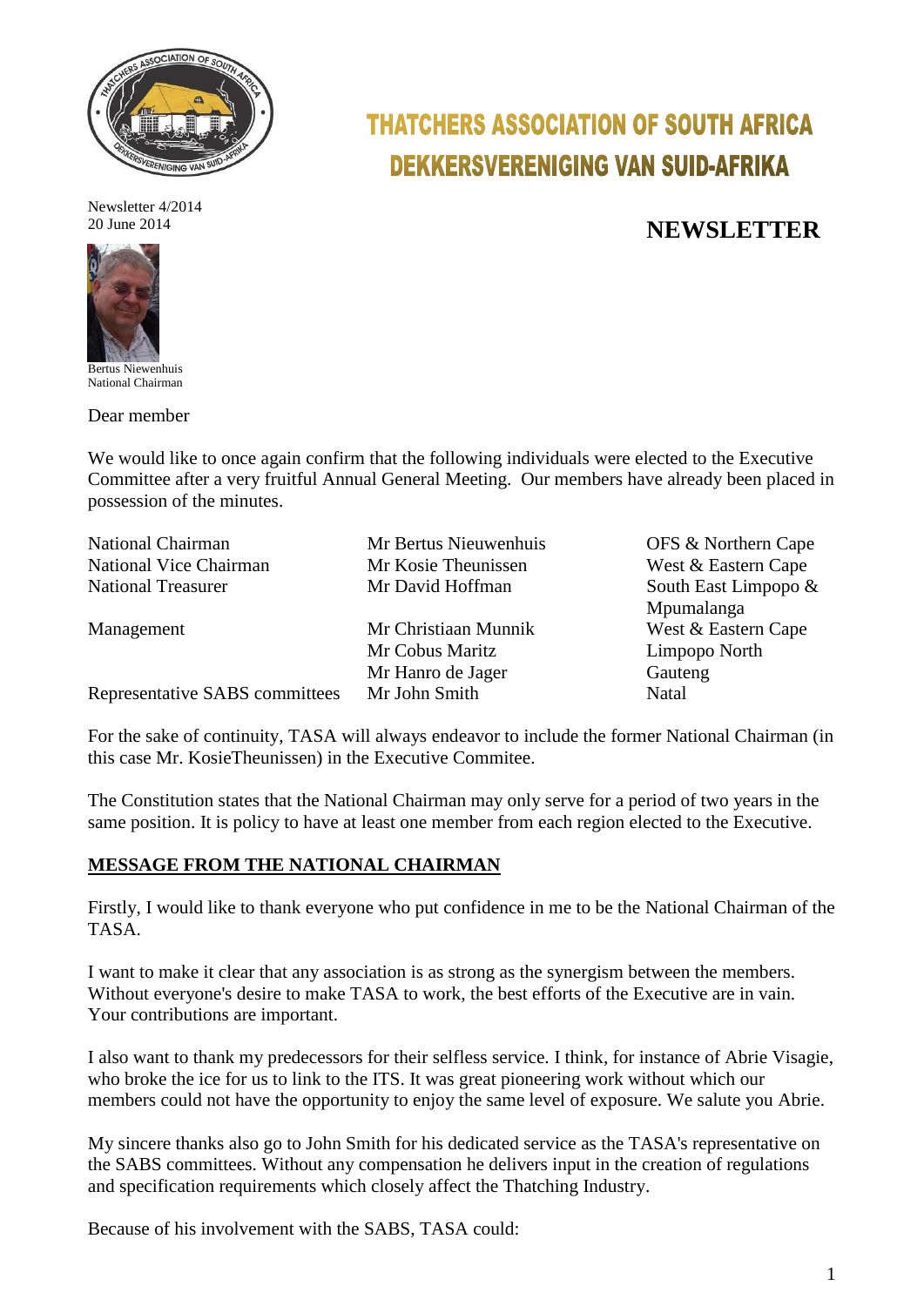# THATCHERS ASSOCIATION OF SOUTH AFRICA
# DEKKERSVERENIGING VAN SUID-AFRIKA

Newsletter 4/2014
20 June 2014

## NEWSLETTER

Bertus Niewenhuis
National Chairman

Dear member

We would like to once again confirm that the following individuals were elected to the Executive Committee after a very fruitful Annual General Meeting. Our members have already been placed in possession of the minutes.

| | | |
|---|---|---|
| National Chairman | Mr Bertus Nieuwenhuis | OFS & Northern Cape |
| National Vice Chairman | Mr Kosie Theunissen | West & Eastern Cape |
| National Treasurer | Mr David Hoffman | South East Limpopo & Mpumalanga |
| Management | Mr Christiaan Munnik | West & Eastern Cape |
| | Mr Cobus Maritz | Limpopo North |
| | Mr Hanro de Jager | Gauteng |
| Representative SABS committees | Mr John Smith | Natal |

For the sake of continuity, TASA will always endeavor to include the former National Chairman (in this case Mr. KosieTheunissen) in the Executive Commitee.

The Constitution states that the National Chairman may only serve for a period of two years in the same position. It is policy to have at least one member from each region elected to the Executive.

**MESSAGE FROM THE NATIONAL CHAIRMAN**

Firstly, I would like to thank everyone who put confidence in me to be the National Chairman of the TASA.

I want to make it clear that any association is as strong as the synergism between the members. Without everyone's desire to make TASA to work, the best efforts of the Executive are in vain. Your contributions are important.

I also want to thank my predecessors for their selfless service. I think, for instance of Abrie Visagie, who broke the ice for us to link to the ITS. It was great pioneering work without which our members could not have the opportunity to enjoy the same level of exposure. We salute you Abrie.

My sincere thanks also go to John Smith for his dedicated service as the TASA's representative on the SABS committees. Without any compensation he delivers input in the creation of regulations and specification requirements which closely affect the Thatching Industry.

Because of his involvement with the SABS, TASA could: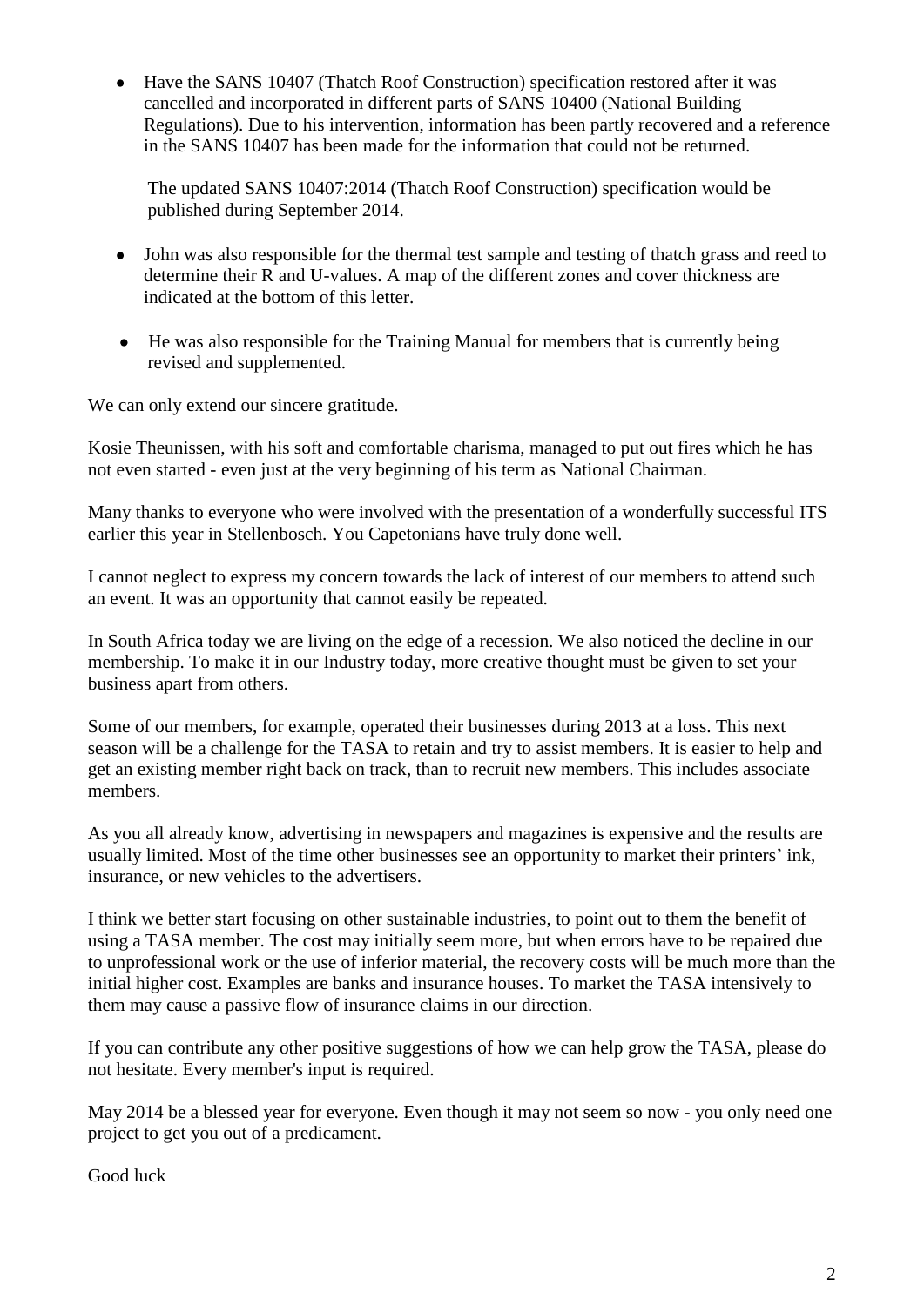- Have the SANS 10407 (Thatch Roof Construction) specification restored after it was cancelled and incorporated in different parts of SANS 10400 (National Building Regulations). Due to his intervention, information has been partly recovered and a reference in the SANS 10407 has been made for the information that could not be returned.

  The updated SANS 10407:2014 (Thatch Roof Construction) specification would be published during September 2014.

- John was also responsible for the thermal test sample and testing of thatch grass and reed to determine their R and U-values. A map of the different zones and cover thickness are indicated at the bottom of this letter.

- He was also responsible for the Training Manual for members that is currently being revised and supplemented.

We can only extend our sincere gratitude.

Kosie Theunissen, with his soft and comfortable charisma, managed to put out fires which he has not even started - even just at the very beginning of his term as National Chairman.

Many thanks to everyone who were involved with the presentation of a wonderfully successful ITS earlier this year in Stellenbosch. You Capetonians have truly done well.

I cannot neglect to express my concern towards the lack of interest of our members to attend such an event. It was an opportunity that cannot easily be repeated.

In South Africa today we are living on the edge of a recession. We also noticed the decline in our membership. To make it in our Industry today, more creative thought must be given to set your business apart from others.

Some of our members, for example, operated their businesses during 2013 at a loss. This next season will be a challenge for the TASA to retain and try to assist members. It is easier to help and get an existing member right back on track, than to recruit new members. This includes associate members.

As you all already know, advertising in newspapers and magazines is expensive and the results are usually limited. Most of the time other businesses see an opportunity to market their printers' ink, insurance, or new vehicles to the advertisers.

I think we better start focusing on other sustainable industries, to point out to them the benefit of using a TASA member. The cost may initially seem more, but when errors have to be repaired due to unprofessional work or the use of inferior material, the recovery costs will be much more than the initial higher cost. Examples are banks and insurance houses. To market the TASA intensively to them may cause a passive flow of insurance claims in our direction.

If you can contribute any other positive suggestions of how we can help grow the TASA, please do not hesitate. Every member's input is required.

May 2014 be a blessed year for everyone. Even though it may not seem so now - you only need one project to get you out of a predicament.

Good luck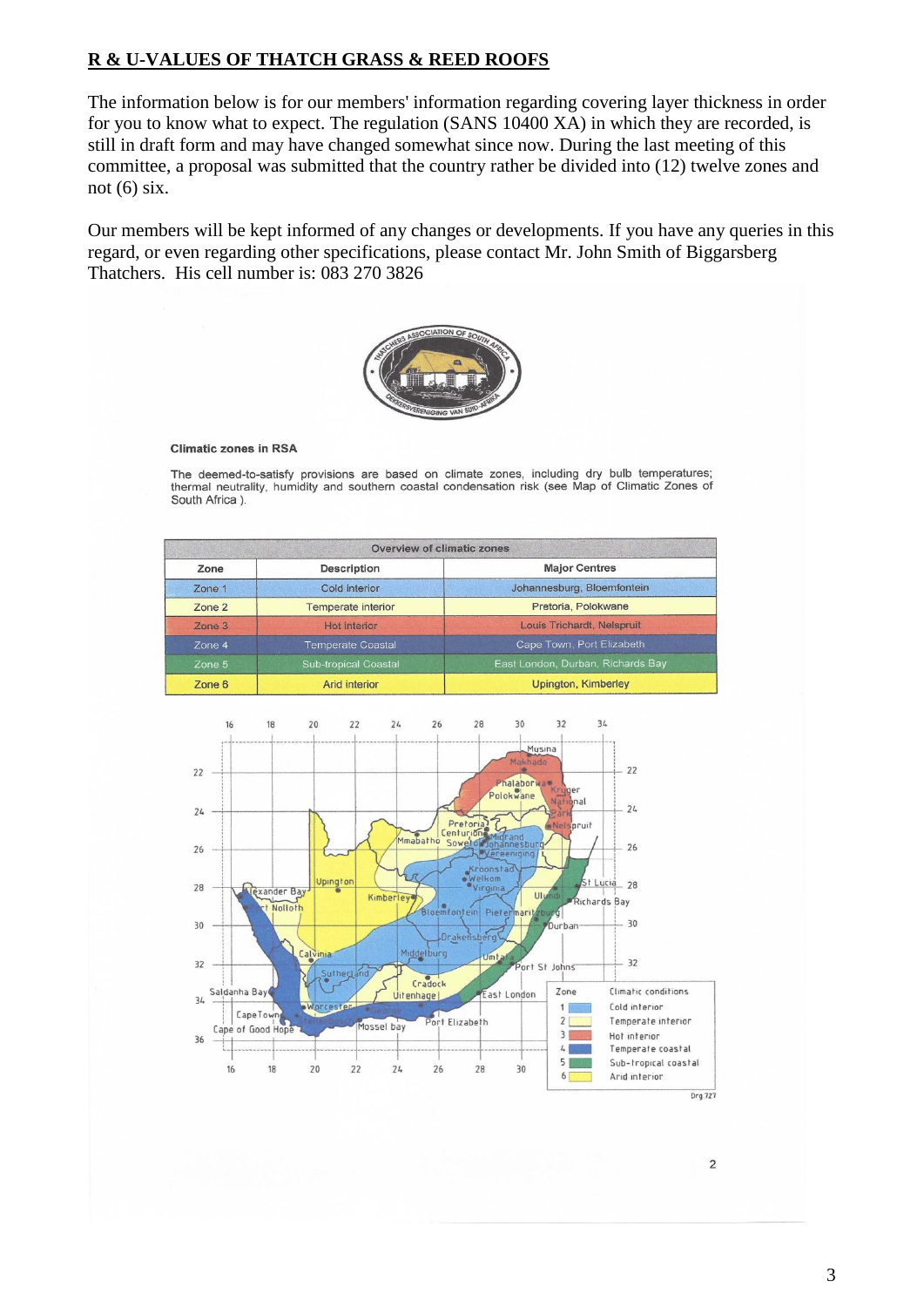## R & U-VALUES OF THATCH GRASS & REED ROOFS

The information below is for our members' information regarding covering layer thickness in order for you to know what to expect. The regulation (SANS 10400 XA) in which they are recorded, is still in draft form and may have changed somewhat since now. During the last meeting of this committee, a proposal was submitted that the country rather be divided into (12) twelve zones and not (6) six.

Our members will be kept informed of any changes or developments. If you have any queries in this regard, or even regarding other specifications, please contact Mr. John Smith of Biggarsberg Thatchers. His cell number is: 083 270 3826

**Climatic zones in RSA**

The deemed-to-satisfy provisions are based on climate zones, including dry bulb temperatures; thermal neutrality, humidity and southern coastal condensation risk (see Map of Climatic Zones of South Africa ).

| Overview of climatic zones | | |
|---|---|---|
| **Zone** | **Description** | **Major Centres** |
| Zone 1 | Cold interior | Johannesburg, Bloemfontein |
| Zone 2 | Temperate interior | Pretoria, Polokwane |
| Zone 3 | Hot interior | Louis Trichardt, Nelspruit |
| Zone 4 | Temperate Coastal | Cape Town, Port Elizabeth |
| Zone 5 | Sub-tropical Coastal | East London, Durban, Richards Bay |
| Zone 6 | Arid interior | Upington, Kimberley |

| Zone | Climatic conditions |
|---|---|
| 1 | Cold interior |
| 2 | Temperate interior |
| 3 | Hot interior |
| 4 | Temperate coastal |
| 5 | Sub-tropical coastal |
| 6 | Arid interior |

Drg 727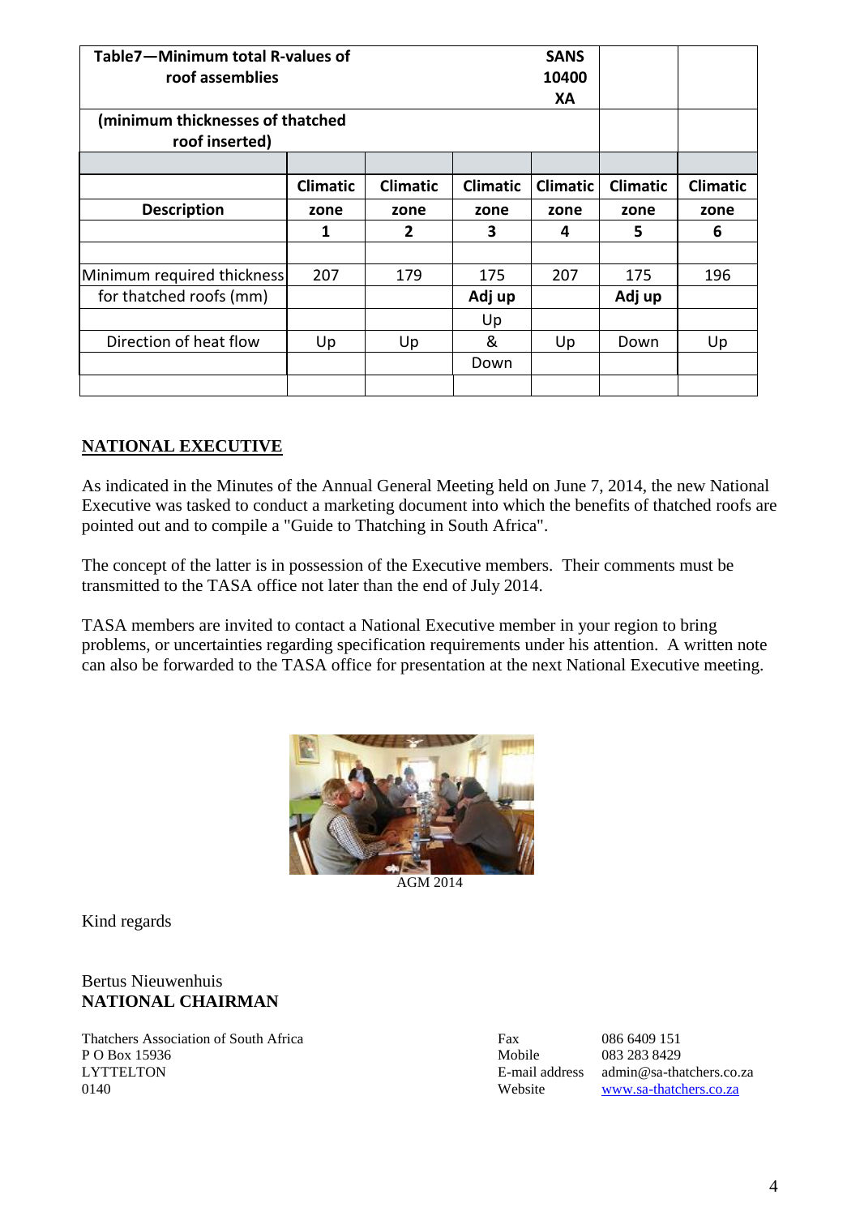| Table7—Minimum total R-values of roof assemblies (minimum thicknesses of thatched roof inserted) | | | | SANS 10400 XA | | |
|---|---|---|---|---|---|---|
| **Description** | **Climatic zone 1** | **Climatic zone 2** | **Climatic zone 3** | **Climatic zone 4** | **Climatic zone 5** | **Climatic zone 6** |
| Minimum required thickness for thatched roofs (mm) | 207 | 179 | 175 **Adj up** | 207 | 175 **Adj up** | 196 |
| Direction of heat flow | Up | Up | Up & Down | Up | Down | Up |

## NATIONAL EXECUTIVE

As indicated in the Minutes of the Annual General Meeting held on June 7, 2014, the new National Executive was tasked to conduct a marketing document into which the benefits of thatched roofs are pointed out and to compile a "Guide to Thatching in South Africa".

The concept of the latter is in possession of the Executive members. Their comments must be transmitted to the TASA office not later than the end of July 2014.

TASA members are invited to contact a National Executive member in your region to bring problems, or uncertainties regarding specification requirements under his attention. A written note can also be forwarded to the TASA office for presentation at the next National Executive meeting.

AGM 2014

Kind regards

Bertus Nieuwenhuis
**NATIONAL CHAIRMAN**

Thatchers Association of South Africa
P O Box 15936
LYTTELTON
0140

Fax 086 6409 151
Mobile 083 283 8429
E-mail address admin@sa-thatchers.co.za
Website www.sa-thatchers.co.za